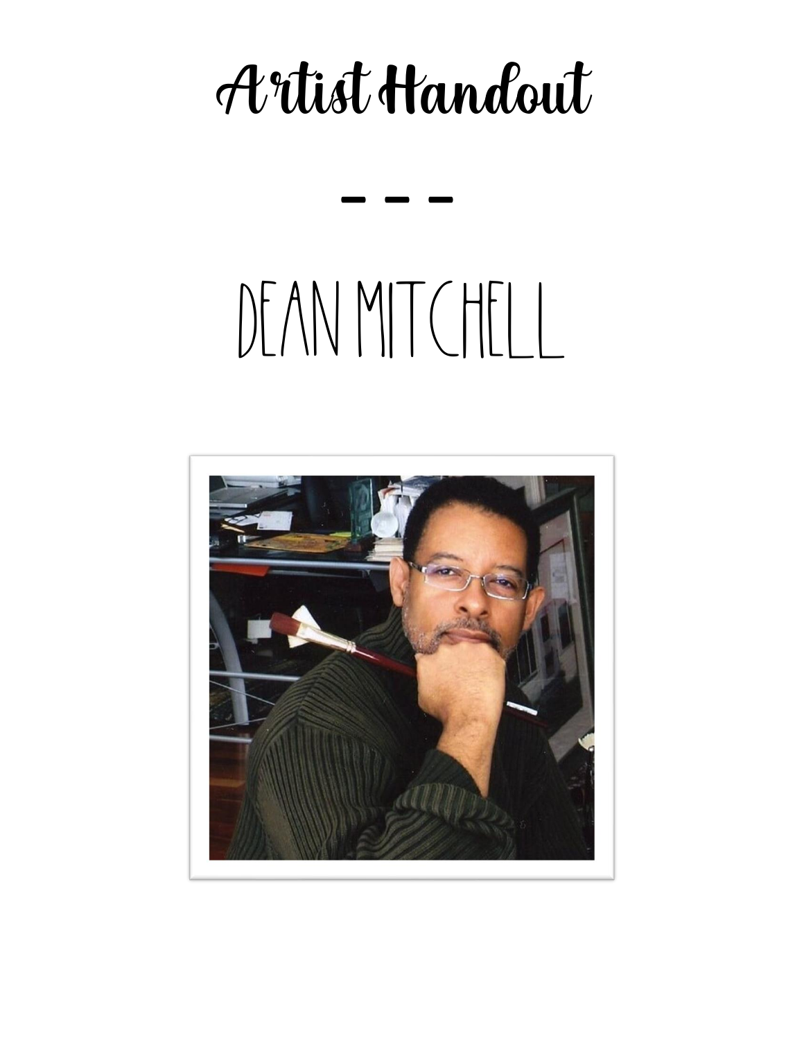# Artist Handout

- - -

# DEAN MITCHELL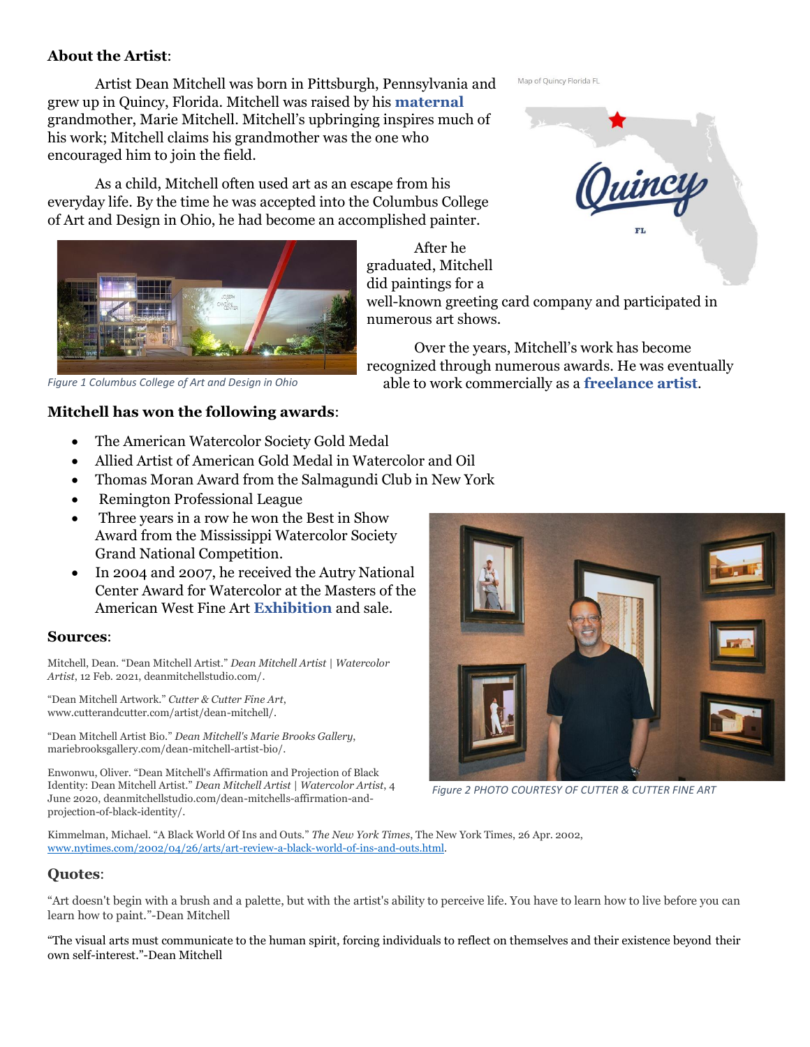**About the Artist**:

Artist Dean Mitchell was born in Pittsburgh, Pennsylvania and grew up in Quincy, Florida. Mitchell was raised by his **maternal** grandmother, Marie Mitchell. Mitchell's upbringing inspires much of his work; Mitchell claims his grandmother was the one who encouraged him to join the field.

As a child, Mitchell often used art as an escape from his everyday life. By the time he was accepted into the Columbus College of Art and Design in Ohio, he had become an accomplished painter.

Map of Quincy Florida FL

*Figure 1 Columbus College of Art and Design in Ohio*

After he graduated, Mitchell did paintings for a well-known greeting card company and participated in numerous art shows.

Over the years, Mitchell's work has become recognized through numerous awards. He was eventually able to work commercially as a **freelance artist**.

**Mitchell has won the following awards**:

- The American Watercolor Society Gold Medal
- Allied Artist of American Gold Medal in Watercolor and Oil
- Thomas Moran Award from the Salmagundi Club in New York
- Remington Professional League
- Three years in a row he won the Best in Show Award from the Mississippi Watercolor Society Grand National Competition.
- In 2004 and 2007, he received the Autry National Center Award for Watercolor at the Masters of the American West Fine Art **Exhibition** and sale.

*Figure 2 PHOTO COURTESY OF CUTTER & CUTTER FINE ART*

**Sources**:

Mitchell, Dean. "Dean Mitchell Artist." *Dean Mitchell Artist | Watercolor Artist*, 12 Feb. 2021, deanmitchellstudio.com/.

"Dean Mitchell Artwork." *Cutter & Cutter Fine Art*, www.cutterandcutter.com/artist/dean-mitchell/.

"Dean Mitchell Artist Bio." *Dean Mitchell's Marie Brooks Gallery*, mariebrooksgallery.com/dean-mitchell-artist-bio/.

Enwonwu, Oliver. "Dean Mitchell's Affirmation and Projection of Black Identity: Dean Mitchell Artist." *Dean Mitchell Artist | Watercolor Artist*, 4 June 2020, deanmitchellstudio.com/dean-mitchells-affirmation-and-projection-of-black-identity/.

Kimmelman, Michael. "A Black World Of Ins and Outs." *The New York Times*, The New York Times, 26 Apr. 2002, www.nytimes.com/2002/04/26/arts/art-review-a-black-world-of-ins-and-outs.html.

**Quotes**:

"Art doesn't begin with a brush and a palette, but with the artist's ability to perceive life. You have to learn how to live before you can learn how to paint."-Dean Mitchell

"The visual arts must communicate to the human spirit, forcing individuals to reflect on themselves and their existence beyond their own self-interest."-Dean Mitchell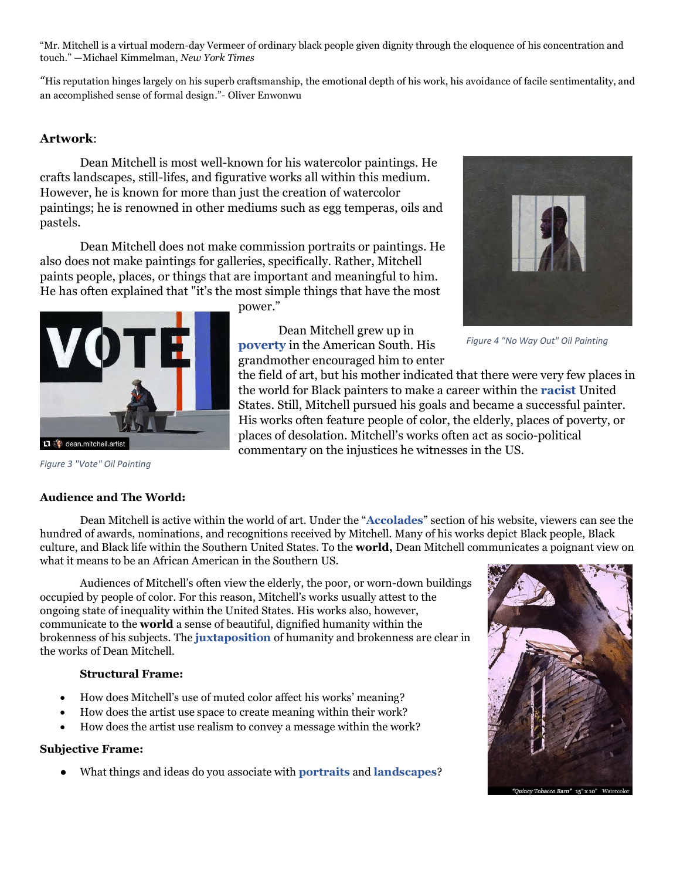"Mr. Mitchell is a virtual modern-day Vermeer of ordinary black people given dignity through the eloquence of his concentration and touch." —Michael Kimmelman, *New York Times*

"His reputation hinges largely on his superb craftsmanship, the emotional depth of his work, his avoidance of facile sentimentality, and an accomplished sense of formal design."- Oliver Enwonwu

**Artwork**:

Dean Mitchell is most well-known for his watercolor paintings. He crafts landscapes, still-lifes, and figurative works all within this medium. However, he is known for more than just the creation of watercolor paintings; he is renowned in other mediums such as egg temperas, oils and pastels.

Dean Mitchell does not make commission portraits or paintings. He also does not make paintings for galleries, specifically. Rather, Mitchell paints people, places, or things that are important and meaningful to him. He has often explained that "it's the most simple things that have the most power."

*Figure 4 "No Way Out" Oil Painting*

Dean Mitchell grew up in **poverty** in the American South. His grandmother encouraged him to enter the field of art, but his mother indicated that there were very few places in the world for Black painters to make a career within the **racist** United States. Still, Mitchell pursued his goals and became a successful painter. His works often feature people of color, the elderly, places of poverty, or places of desolation. Mitchell's works often act as socio-political commentary on the injustices he witnesses in the US.

*Figure 3 "Vote" Oil Painting*

**Audience and The World:**

Dean Mitchell is active within the world of art. Under the "**Accolades**" section of his website, viewers can see the hundred of awards, nominations, and recognitions received by Mitchell. Many of his works depict Black people, Black culture, and Black life within the Southern United States. To the **world,** Dean Mitchell communicates a poignant view on what it means to be an African American in the Southern US.

Audiences of Mitchell's often view the elderly, the poor, or worn-down buildings occupied by people of color. For this reason, Mitchell's works usually attest to the ongoing state of inequality within the United States. His works also, however, communicate to the **world** a sense of beautiful, dignified humanity within the brokenness of his subjects. The **juxtaposition** of humanity and brokenness are clear in the works of Dean Mitchell.

**Structural Frame:**

- How does Mitchell's use of muted color affect his works' meaning?
- How does the artist use space to create meaning within their work?
- How does the artist use realism to convey a message within the work?

**Subjective Frame:**

- What things and ideas do you associate with **portraits** and **landscapes**?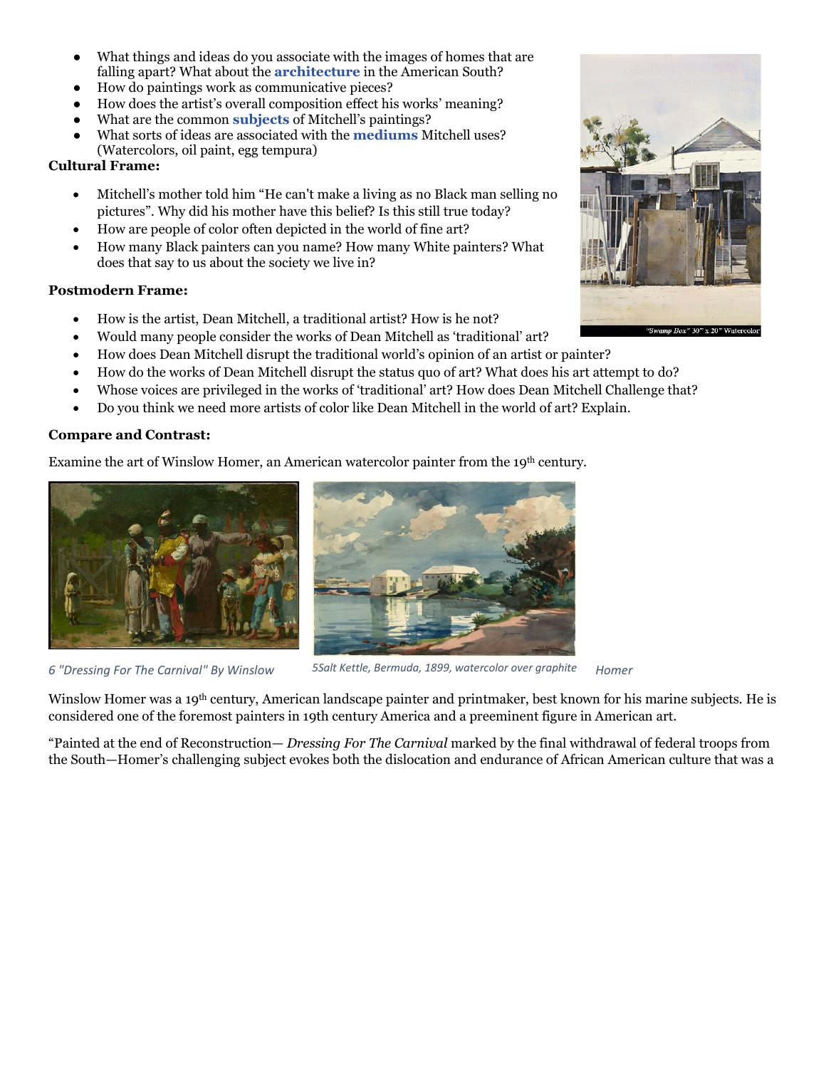- What things and ideas do you associate with the images of homes that are falling apart? What about the **architecture** in the American South?
- How do paintings work as communicative pieces?
- How does the artist's overall composition effect his works' meaning?
- What are the common **subjects** of Mitchell's paintings?
- What sorts of ideas are associated with the **mediums** Mitchell uses? (Watercolors, oil paint, egg tempura)

**Cultural Frame:**

- Mitchell's mother told him "He can't make a living as no Black man selling no pictures". Why did his mother have this belief? Is this still true today?
- How are people of color often depicted in the world of fine art?
- How many Black painters can you name? How many White painters? What does that say to us about the society we live in?

"Swamp Box" 30" x 20" Watercolor

**Postmodern Frame:**

- How is the artist, Dean Mitchell, a traditional artist? How is he not?
- Would many people consider the works of Dean Mitchell as 'traditional' art?
- How does Dean Mitchell disrupt the traditional world's opinion of an artist or painter?
- How do the works of Dean Mitchell disrupt the status quo of art? What does his art attempt to do?
- Whose voices are privileged in the works of 'traditional' art? How does Dean Mitchell Challenge that?
- Do you think we need more artists of color like Dean Mitchell in the world of art? Explain.

**Compare and Contrast:**

Examine the art of Winslow Homer, an American watercolor painter from the 19th century.

*6 "Dressing For The Carnival" By Winslow Homer*

*5Salt Kettle, Bermuda, 1899, watercolor over graphite*

Winslow Homer was a 19th century, American landscape painter and printmaker, best known for his marine subjects. He is considered one of the foremost painters in 19th century America and a preeminent figure in American art.

"Painted at the end of Reconstruction— *Dressing For The Carnival* marked by the final withdrawal of federal troops from the South—Homer's challenging subject evokes both the dislocation and endurance of African American culture that was a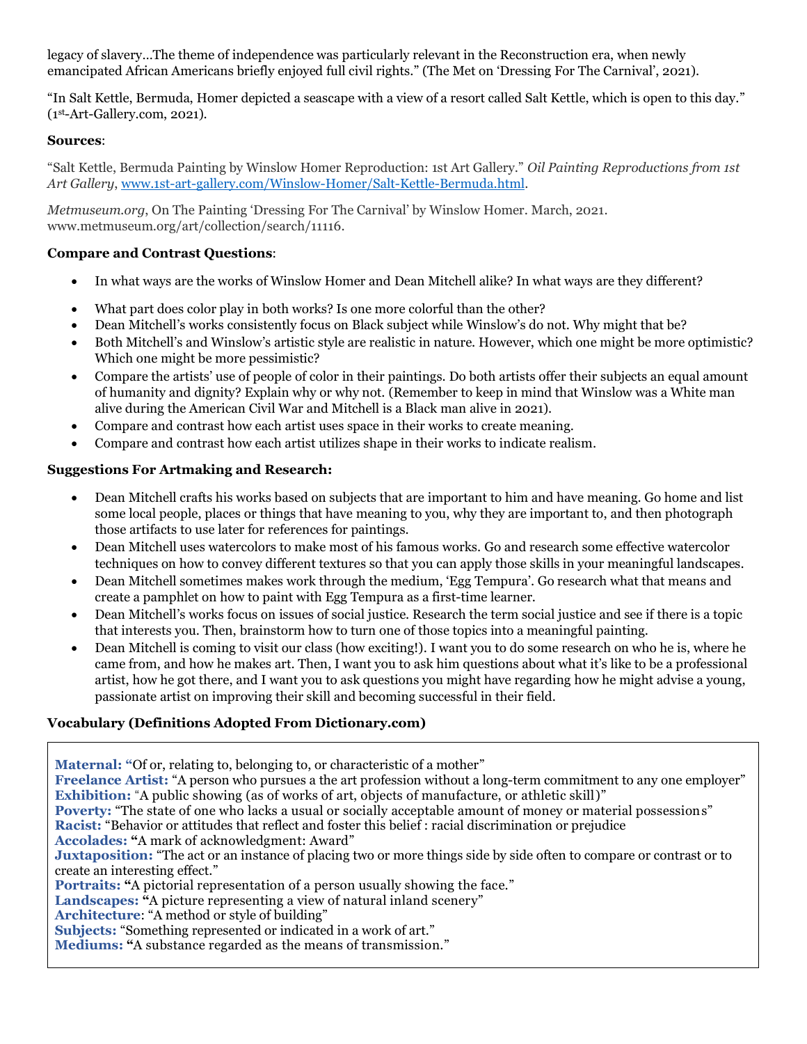legacy of slavery…The theme of independence was particularly relevant in the Reconstruction era, when newly emancipated African Americans briefly enjoyed full civil rights." (The Met on 'Dressing For The Carnival', 2021).

"In Salt Kettle, Bermuda, Homer depicted a seascape with a view of a resort called Salt Kettle, which is open to this day." (1st-Art-Gallery.com, 2021).

**Sources**:

"Salt Kettle, Bermuda Painting by Winslow Homer Reproduction: 1st Art Gallery." *Oil Painting Reproductions from 1st Art Gallery*, www.1st-art-gallery.com/Winslow-Homer/Salt-Kettle-Bermuda.html.

*Metmuseum.org*, On The Painting 'Dressing For The Carnival' by Winslow Homer. March, 2021. www.metmuseum.org/art/collection/search/11116.

**Compare and Contrast Questions**:

- In what ways are the works of Winslow Homer and Dean Mitchell alike? In what ways are they different?
- What part does color play in both works? Is one more colorful than the other?
- Dean Mitchell's works consistently focus on Black subject while Winslow's do not. Why might that be?
- Both Mitchell's and Winslow's artistic style are realistic in nature. However, which one might be more optimistic? Which one might be more pessimistic?
- Compare the artists' use of people of color in their paintings. Do both artists offer their subjects an equal amount of humanity and dignity? Explain why or why not. (Remember to keep in mind that Winslow was a White man alive during the American Civil War and Mitchell is a Black man alive in 2021).
- Compare and contrast how each artist uses space in their works to create meaning.
- Compare and contrast how each artist utilizes shape in their works to indicate realism.

**Suggestions For Artmaking and Research:**

- Dean Mitchell crafts his works based on subjects that are important to him and have meaning. Go home and list some local people, places or things that have meaning to you, why they are important to, and then photograph those artifacts to use later for references for paintings.
- Dean Mitchell uses watercolors to make most of his famous works. Go and research some effective watercolor techniques on how to convey different textures so that you can apply those skills in your meaningful landscapes.
- Dean Mitchell sometimes makes work through the medium, 'Egg Tempura'. Go research what that means and create a pamphlet on how to paint with Egg Tempura as a first-time learner.
- Dean Mitchell's works focus on issues of social justice. Research the term social justice and see if there is a topic that interests you. Then, brainstorm how to turn one of those topics into a meaningful painting.
- Dean Mitchell is coming to visit our class (how exciting!). I want you to do some research on who he is, where he came from, and how he makes art. Then, I want you to ask him questions about what it's like to be a professional artist, how he got there, and I want you to ask questions you might have regarding how he might advise a young, passionate artist on improving their skill and becoming successful in their field.

**Vocabulary (Definitions Adopted From Dictionary.com)**

**Maternal:** "Of or, relating to, belonging to, or characteristic of a mother"
**Freelance Artist:** "A person who pursues a the art profession without a long-term commitment to any one employer"
**Exhibition:** "A public showing (as of works of art, objects of manufacture, or athletic skill)"
**Poverty:** "The state of one who lacks a usual or socially acceptable amount of money or material possessions"
**Racist:** "Behavior or attitudes that reflect and foster this belief : racial discrimination or prejudice
**Accolades:** "A mark of acknowledgment: Award"
**Juxtaposition:** "The act or an instance of placing two or more things side by side often to compare or contrast or to create an interesting effect."
**Portraits:** "A pictorial representation of a person usually showing the face."
**Landscapes:** "A picture representing a view of natural inland scenery"
**Architecture**: "A method or style of building"
**Subjects:** "Something represented or indicated in a work of art."
**Mediums:** "A substance regarded as the means of transmission."